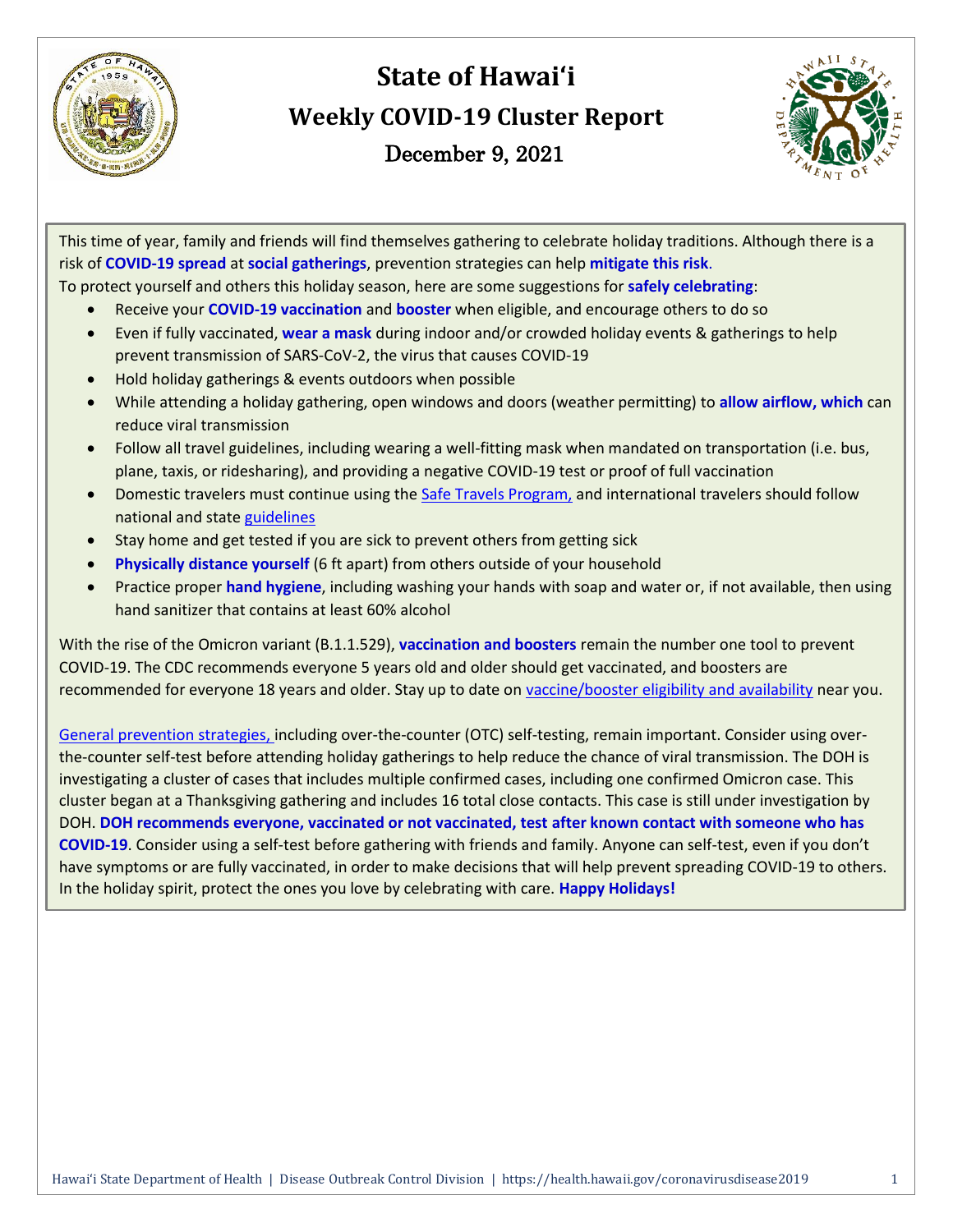# State of Hawaiʻi

## Weekly COVID-19 Cluster Report

### December 9, 2021

This time of year, family and friends will find themselves gathering to celebrate holiday traditions. Although there is a risk of **COVID-19 spread** at **social gatherings**, prevention strategies can help **mitigate this risk**.
To protect yourself and others this holiday season, here are some suggestions for **safely celebrating**:

- Receive your **COVID-19 vaccination** and **booster** when eligible, and encourage others to do so
- Even if fully vaccinated, **wear a mask** during indoor and/or crowded holiday events & gatherings to help prevent transmission of SARS-CoV-2, the virus that causes COVID-19
- Hold holiday gatherings & events outdoors when possible
- While attending a holiday gathering, open windows and doors (weather permitting) to **allow airflow, which** can reduce viral transmission
- Follow all travel guidelines, including wearing a well-fitting mask when mandated on transportation (i.e. bus, plane, taxis, or ridesharing), and providing a negative COVID-19 test or proof of full vaccination
- Domestic travelers must continue using the Safe Travels Program, and international travelers should follow national and state guidelines
- Stay home and get tested if you are sick to prevent others from getting sick
- **Physically distance yourself** (6 ft apart) from others outside of your household
- Practice proper **hand hygiene**, including washing your hands with soap and water or, if not available, then using hand sanitizer that contains at least 60% alcohol

With the rise of the Omicron variant (B.1.1.529), **vaccination and boosters** remain the number one tool to prevent COVID-19. The CDC recommends everyone 5 years old and older should get vaccinated, and boosters are recommended for everyone 18 years and older. Stay up to date on vaccine/booster eligibility and availability near you.

General prevention strategies, including over-the-counter (OTC) self-testing, remain important. Consider using over-the-counter self-test before attending holiday gatherings to help reduce the chance of viral transmission. The DOH is investigating a cluster of cases that includes multiple confirmed cases, including one confirmed Omicron case. This cluster began at a Thanksgiving gathering and includes 16 total close contacts. This case is still under investigation by DOH. **DOH recommends everyone, vaccinated or not vaccinated, test after known contact with someone who has COVID-19**. Consider using a self-test before gathering with friends and family. Anyone can self-test, even if you don't have symptoms or are fully vaccinated, in order to make decisions that will help prevent spreading COVID-19 to others. In the holiday spirit, protect the ones you love by celebrating with care. **Happy Holidays!**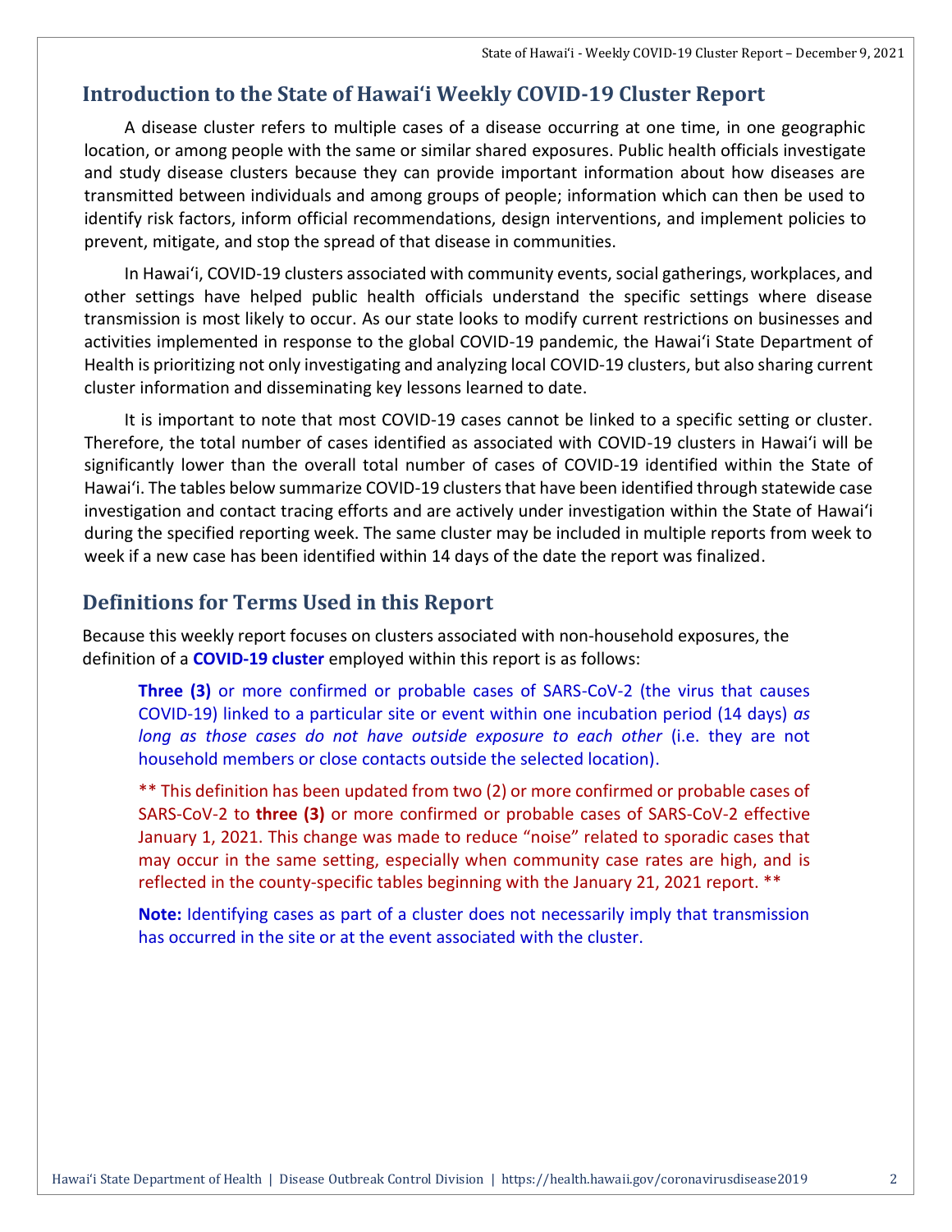## Introduction to the State of Hawaiʻi Weekly COVID-19 Cluster Report

A disease cluster refers to multiple cases of a disease occurring at one time, in one geographic location, or among people with the same or similar shared exposures. Public health officials investigate and study disease clusters because they can provide important information about how diseases are transmitted between individuals and among groups of people; information which can then be used to identify risk factors, inform official recommendations, design interventions, and implement policies to prevent, mitigate, and stop the spread of that disease in communities.

In Hawaiʻi, COVID-19 clusters associated with community events, social gatherings, workplaces, and other settings have helped public health officials understand the specific settings where disease transmission is most likely to occur. As our state looks to modify current restrictions on businesses and activities implemented in response to the global COVID-19 pandemic, the Hawaiʻi State Department of Health is prioritizing not only investigating and analyzing local COVID-19 clusters, but also sharing current cluster information and disseminating key lessons learned to date.

It is important to note that most COVID-19 cases cannot be linked to a specific setting or cluster. Therefore, the total number of cases identified as associated with COVID-19 clusters in Hawaiʻi will be significantly lower than the overall total number of cases of COVID-19 identified within the State of Hawaiʻi. The tables below summarize COVID-19 clusters that have been identified through statewide case investigation and contact tracing efforts and are actively under investigation within the State of Hawaiʻi during the specified reporting week. The same cluster may be included in multiple reports from week to week if a new case has been identified within 14 days of the date the report was finalized.

## Definitions for Terms Used in this Report

Because this weekly report focuses on clusters associated with non-household exposures, the definition of a **COVID-19 cluster** employed within this report is as follows:

> **Three (3)** or more confirmed or probable cases of SARS-CoV-2 (the virus that causes COVID-19) linked to a particular site or event within one incubation period (14 days) *as long as those cases do not have outside exposure to each other* (i.e. they are not household members or close contacts outside the selected location).
>
> ** This definition has been updated from two (2) or more confirmed or probable cases of SARS-CoV-2 to **three (3)** or more confirmed or probable cases of SARS-CoV-2 effective January 1, 2021. This change was made to reduce “noise” related to sporadic cases that may occur in the same setting, especially when community case rates are high, and is reflected in the county-specific tables beginning with the January 21, 2021 report. **
>
> **Note:** Identifying cases as part of a cluster does not necessarily imply that transmission has occurred in the site or at the event associated with the cluster.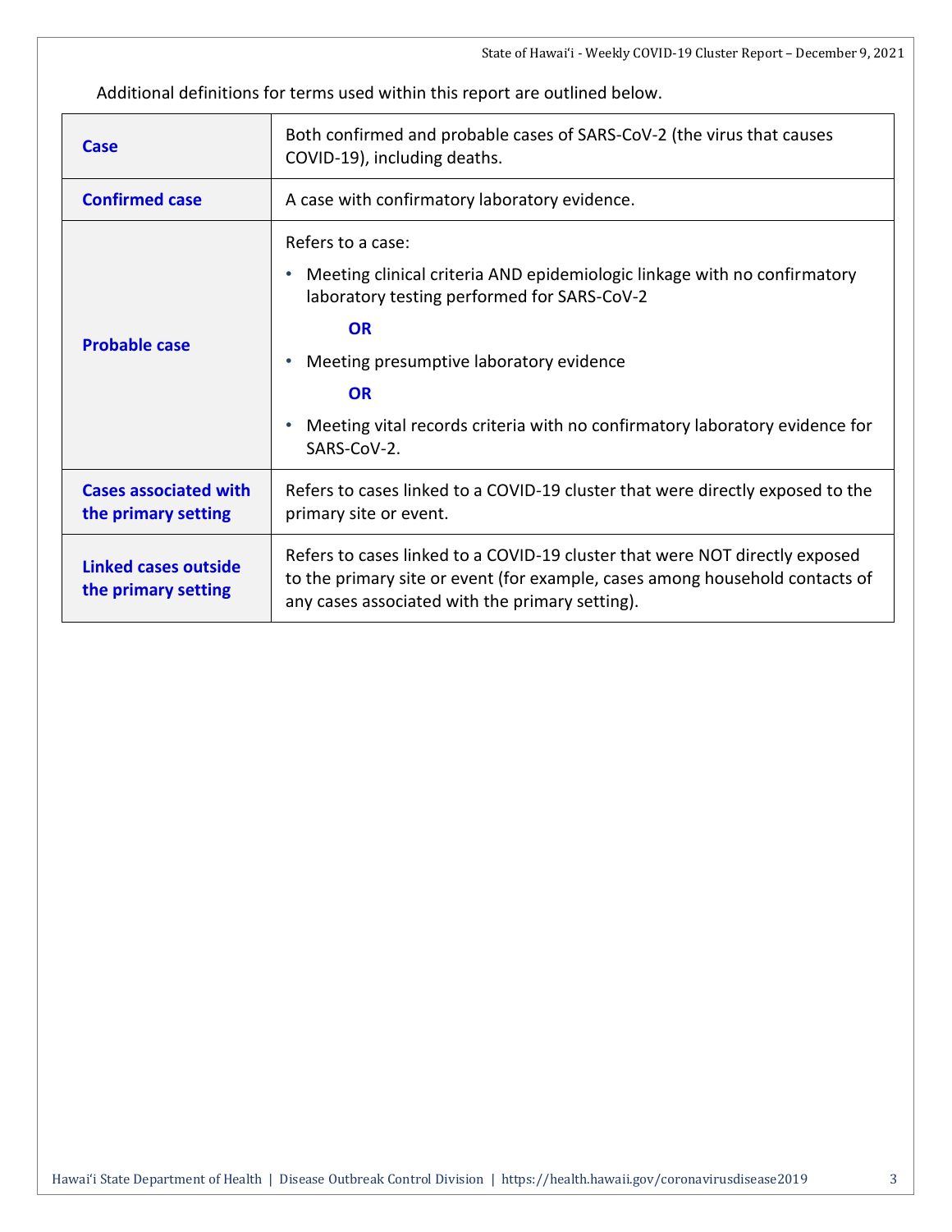Additional definitions for terms used within this report are outlined below.

| | |
|---|---|
| **Case** | Both confirmed and probable cases of SARS-CoV-2 (the virus that causes COVID-19), including deaths. |
| **Confirmed case** | A case with confirmatory laboratory evidence. |
| **Probable case** | Refers to a case:<br>• Meeting clinical criteria AND epidemiologic linkage with no confirmatory laboratory testing performed for SARS-CoV-2<br>**OR**<br>• Meeting presumptive laboratory evidence<br>**OR**<br>• Meeting vital records criteria with no confirmatory laboratory evidence for SARS-CoV-2. |
| **Cases associated with the primary setting** | Refers to cases linked to a COVID-19 cluster that were directly exposed to the primary site or event. |
| **Linked cases outside the primary setting** | Refers to cases linked to a COVID-19 cluster that were NOT directly exposed to the primary site or event (for example, cases among household contacts of any cases associated with the primary setting). |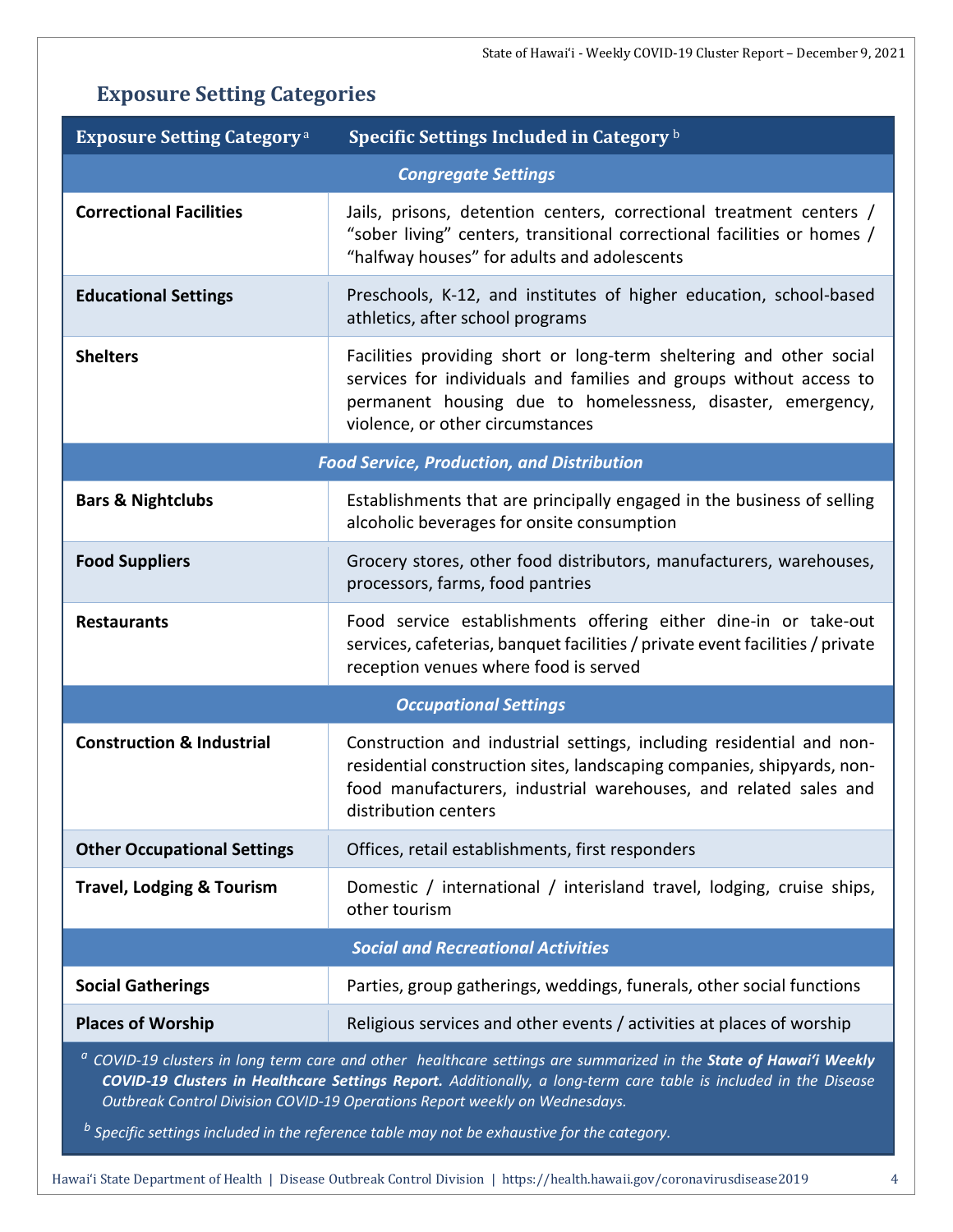## Exposure Setting Categories

| Exposure Setting Category [a] | Specific Settings Included in Category [b] |
|---|---|
| ***Congregate Settings*** | |
| **Correctional Facilities** | Jails, prisons, detention centers, correctional treatment centers / "sober living" centers, transitional correctional facilities or homes / "halfway houses" for adults and adolescents |
| **Educational Settings** | Preschools, K-12, and institutes of higher education, school-based athletics, after school programs |
| **Shelters** | Facilities providing short or long-term sheltering and other social services for individuals and families and groups without access to permanent housing due to homelessness, disaster, emergency, violence, or other circumstances |
| ***Food Service, Production, and Distribution*** | |
| **Bars & Nightclubs** | Establishments that are principally engaged in the business of selling alcoholic beverages for onsite consumption |
| **Food Suppliers** | Grocery stores, other food distributors, manufacturers, warehouses, processors, farms, food pantries |
| **Restaurants** | Food service establishments offering either dine-in or take-out services, cafeterias, banquet facilities / private event facilities / private reception venues where food is served |
| ***Occupational Settings*** | |
| **Construction & Industrial** | Construction and industrial settings, including residential and non-residential construction sites, landscaping companies, shipyards, non-food manufacturers, industrial warehouses, and related sales and distribution centers |
| **Other Occupational Settings** | Offices, retail establishments, first responders |
| **Travel, Lodging & Tourism** | Domestic / international / interisland travel, lodging, cruise ships, other tourism |
| ***Social and Recreational Activities*** | |
| **Social Gatherings** | Parties, group gatherings, weddings, funerals, other social functions |
| **Places of Worship** | Religious services and other events / activities at places of worship |

[a] *COVID-19 clusters in long term care and other healthcare settings are summarized in the* ***State of Hawaiʻi Weekly COVID-19 Clusters in Healthcare Settings Report.*** *Additionally, a long-term care table is included in the Disease Outbreak Control Division COVID-19 Operations Report weekly on Wednesdays.*

[b] *Specific settings included in the reference table may not be exhaustive for the category.*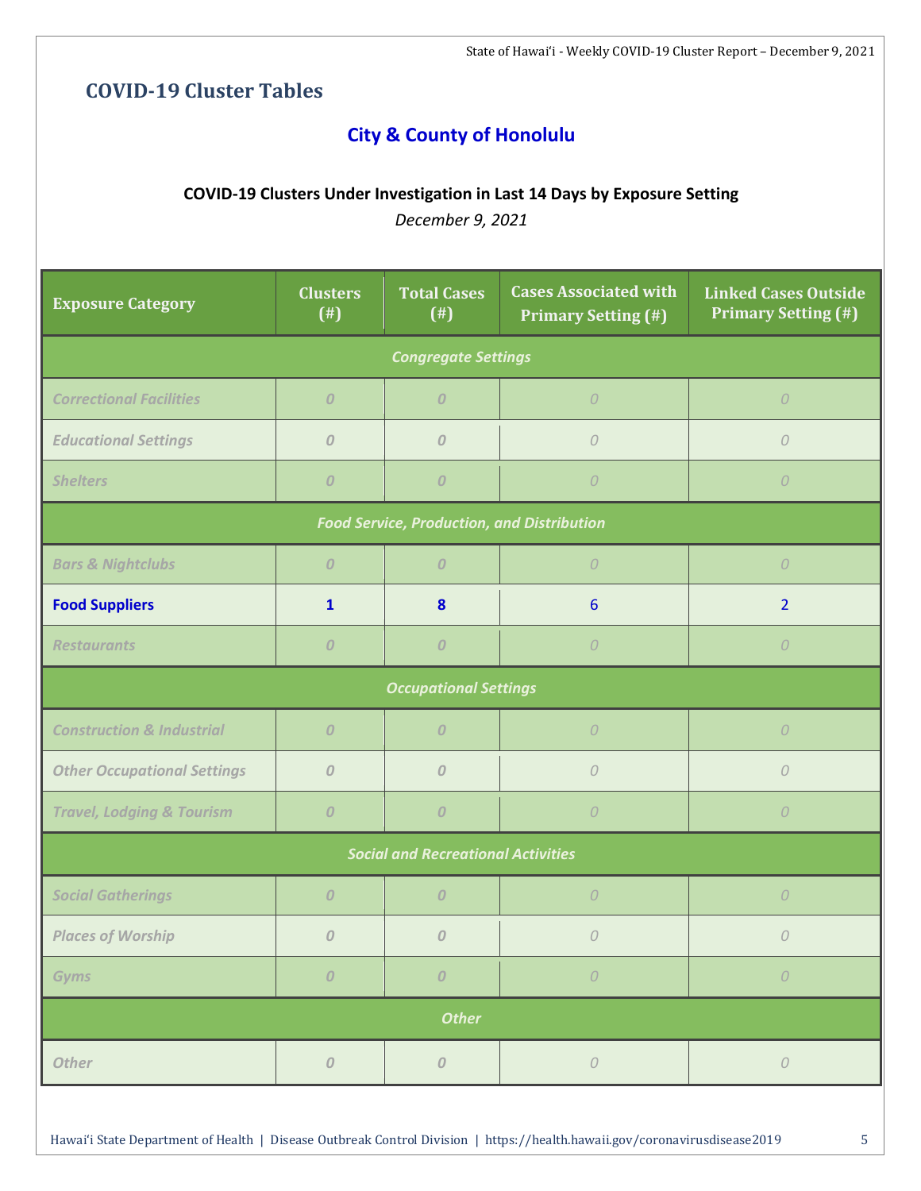## COVID-19 Cluster Tables

### City & County of Honolulu

**COVID-19 Clusters Under Investigation in Last 14 Days by Exposure Setting**

*December 9, 2021*

| Exposure Category | Clusters (#) | Total Cases (#) | Cases Associated with Primary Setting (#) | Linked Cases Outside Primary Setting (#) |
|---|---|---|---|---|
| *Congregate Settings* | | | | |
| *Correctional Facilities* | 0 | 0 | 0 | 0 |
| *Educational Settings* | 0 | 0 | 0 | 0 |
| *Shelters* | 0 | 0 | 0 | 0 |
| *Food Service, Production, and Distribution* | | | | |
| *Bars & Nightclubs* | 0 | 0 | 0 | 0 |
| **Food Suppliers** | 1 | 8 | 6 | 2 |
| *Restaurants* | 0 | 0 | 0 | 0 |
| *Occupational Settings* | | | | |
| *Construction & Industrial* | 0 | 0 | 0 | 0 |
| *Other Occupational Settings* | 0 | 0 | 0 | 0 |
| *Travel, Lodging & Tourism* | 0 | 0 | 0 | 0 |
| *Social and Recreational Activities* | | | | |
| *Social Gatherings* | 0 | 0 | 0 | 0 |
| *Places of Worship* | 0 | 0 | 0 | 0 |
| *Gyms* | 0 | 0 | 0 | 0 |
| *Other* | | | | |
| *Other* | 0 | 0 | 0 | 0 |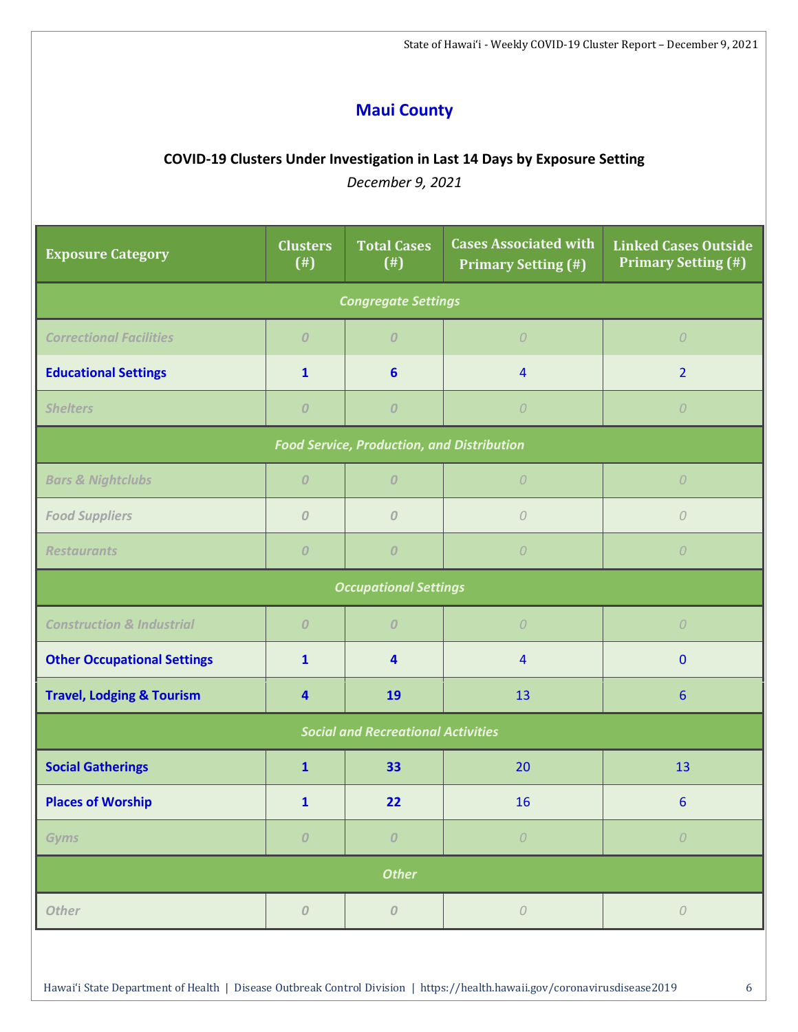## Maui County

### COVID-19 Clusters Under Investigation in Last 14 Days by Exposure Setting

*December 9, 2021*

| Exposure Category | Clusters (#) | Total Cases (#) | Cases Associated with Primary Setting (#) | Linked Cases Outside Primary Setting (#) |
|---|---|---|---|---|
| ***Congregate Settings*** | | | | |
| *Correctional Facilities* | *0* | *0* | *0* | *0* |
| **Educational Settings** | **1** | **6** | 4 | 2 |
| *Shelters* | *0* | *0* | *0* | *0* |
| ***Food Service, Production, and Distribution*** | | | | |
| *Bars & Nightclubs* | *0* | *0* | *0* | *0* |
| *Food Suppliers* | *0* | *0* | *0* | *0* |
| *Restaurants* | *0* | *0* | *0* | *0* |
| ***Occupational Settings*** | | | | |
| *Construction & Industrial* | *0* | *0* | *0* | *0* |
| **Other Occupational Settings** | **1** | **4** | 4 | 0 |
| **Travel, Lodging & Tourism** | **4** | **19** | 13 | 6 |
| ***Social and Recreational Activities*** | | | | |
| **Social Gatherings** | **1** | **33** | 20 | 13 |
| **Places of Worship** | **1** | **22** | 16 | 6 |
| *Gyms* | *0* | *0* | *0* | *0* |
| ***Other*** | | | | |
| *Other* | *0* | *0* | *0* | *0* |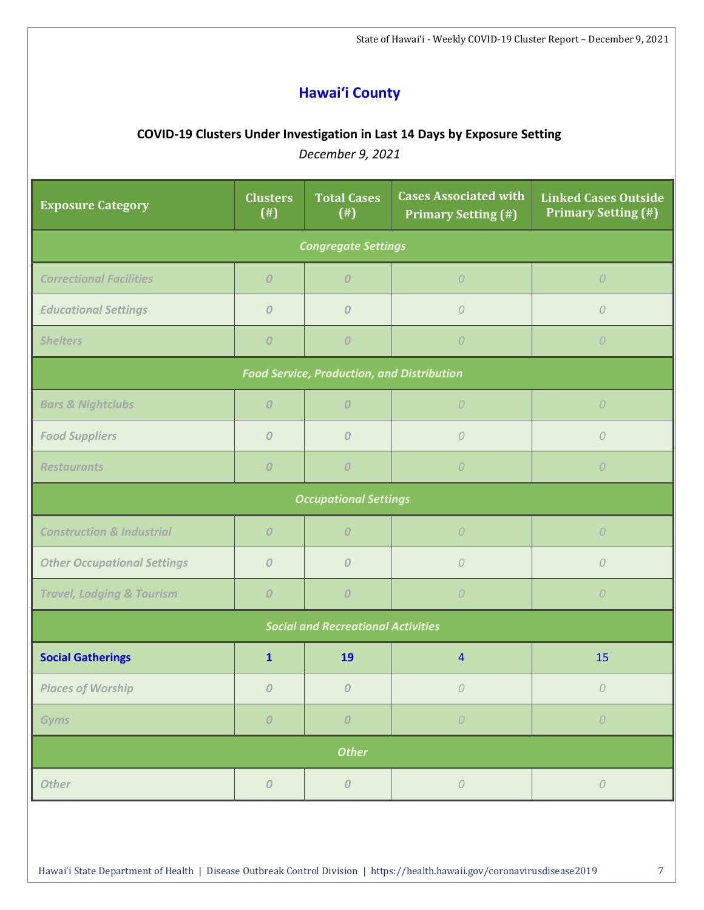## Hawaiʻi County

### COVID-19 Clusters Under Investigation in Last 14 Days by Exposure Setting

*December 9, 2021*

| Exposure Category | Clusters (#) | Total Cases (#) | Cases Associated with Primary Setting (#) | Linked Cases Outside Primary Setting (#) |
|---|---|---|---|---|
| ***Congregate Settings*** | | | | |
| *Correctional Facilities* | 0 | 0 | 0 | 0 |
| *Educational Settings* | 0 | 0 | 0 | 0 |
| *Shelters* | 0 | 0 | 0 | 0 |
| ***Food Service, Production, and Distribution*** | | | | |
| *Bars & Nightclubs* | 0 | 0 | 0 | 0 |
| *Food Suppliers* | 0 | 0 | 0 | 0 |
| *Restaurants* | 0 | 0 | 0 | 0 |
| ***Occupational Settings*** | | | | |
| *Construction & Industrial* | 0 | 0 | 0 | 0 |
| *Other Occupational Settings* | 0 | 0 | 0 | 0 |
| *Travel, Lodging & Tourism* | 0 | 0 | 0 | 0 |
| ***Social and Recreational Activities*** | | | | |
| **Social Gatherings** | **1** | **19** | 4 | 15 |
| *Places of Worship* | 0 | 0 | 0 | 0 |
| *Gyms* | 0 | 0 | 0 | 0 |
| ***Other*** | | | | |
| *Other* | 0 | 0 | 0 | 0 |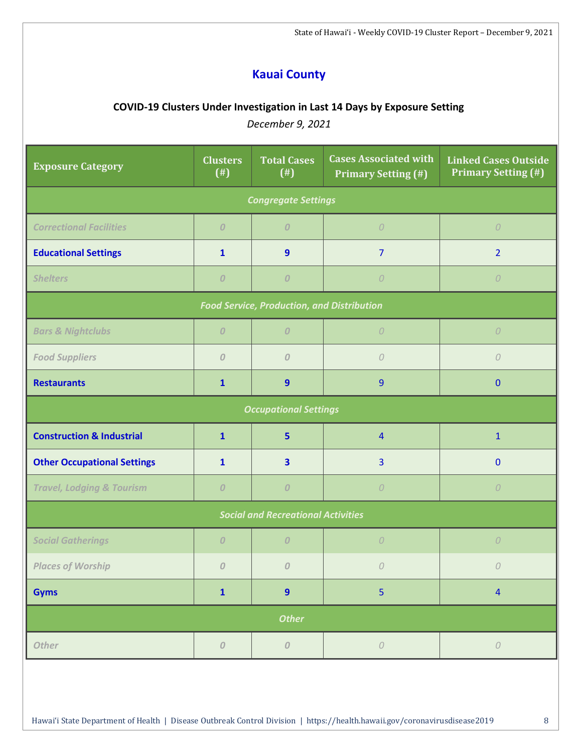## Kauai County

### COVID-19 Clusters Under Investigation in Last 14 Days by Exposure Setting

*December 9, 2021*

| Exposure Category | Clusters (#) | Total Cases (#) | Cases Associated with Primary Setting (#) | Linked Cases Outside Primary Setting (#) |
|---|---|---|---|---|
| ***Congregate Settings*** | | | | |
| *Correctional Facilities* | *0* | *0* | *0* | *0* |
| **Educational Settings** | **1** | **9** | 7 | 2 |
| *Shelters* | *0* | *0* | *0* | *0* |
| ***Food Service, Production, and Distribution*** | | | | |
| *Bars & Nightclubs* | *0* | *0* | *0* | *0* |
| *Food Suppliers* | *0* | *0* | *0* | *0* |
| **Restaurants** | **1** | **9** | 9 | 0 |
| ***Occupational Settings*** | | | | |
| **Construction & Industrial** | **1** | **5** | 4 | 1 |
| **Other Occupational Settings** | **1** | **3** | 3 | 0 |
| *Travel, Lodging & Tourism* | *0* | *0* | *0* | *0* |
| ***Social and Recreational Activities*** | | | | |
| *Social Gatherings* | *0* | *0* | *0* | *0* |
| *Places of Worship* | *0* | *0* | *0* | *0* |
| **Gyms** | **1** | **9** | 5 | 4 |
| ***Other*** | | | | |
| *Other* | *0* | *0* | *0* | *0* |